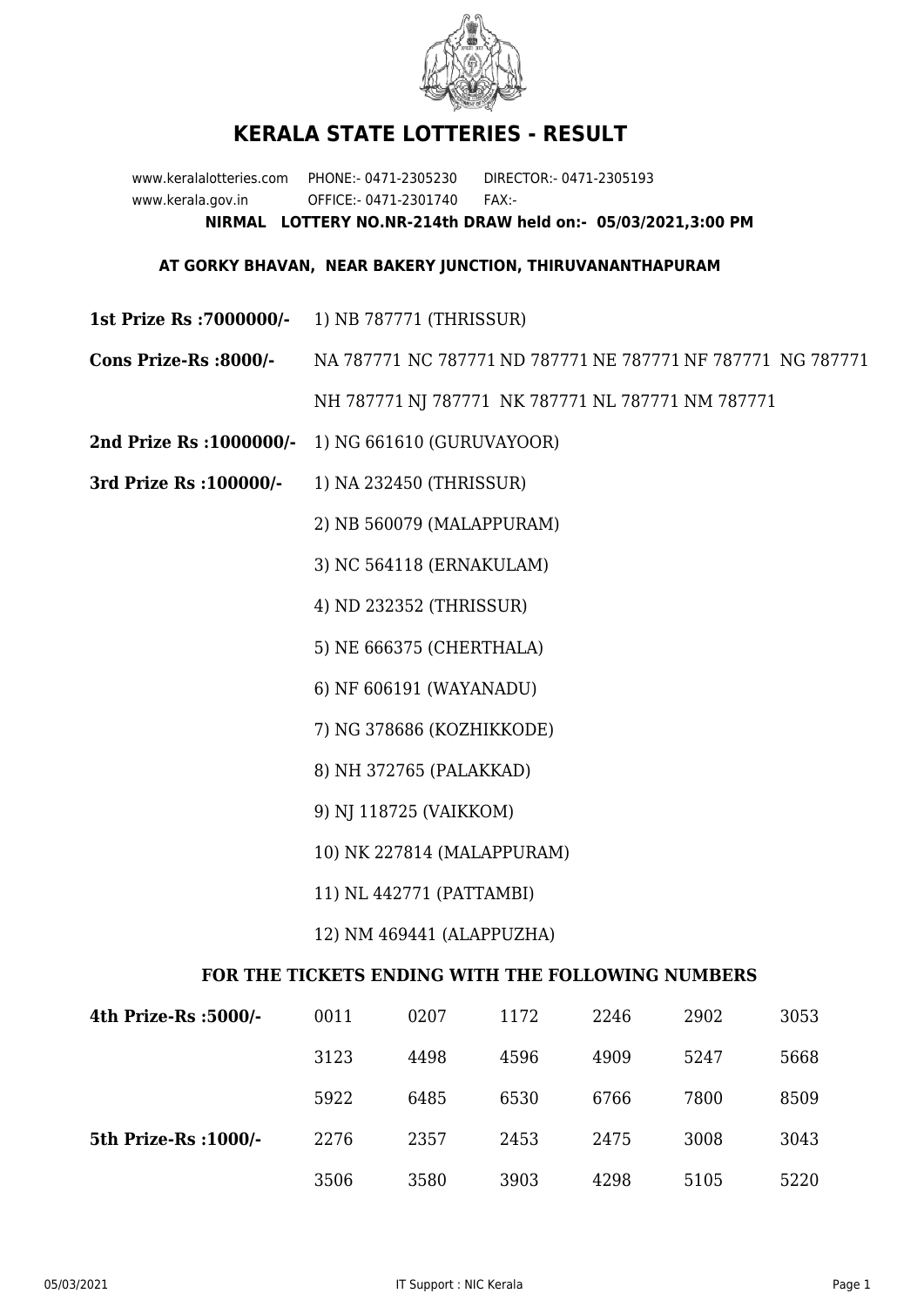# KERALA STATE LOTTERIES - RESULT

www.keralalotteries.com PHONE:- 0471-2305230 DIRECTOR:- 0471-2305193
www.kerala.gov.in OFFICE:- 0471-2301740 FAX:-

**NIRMAL LOTTERY NO.NR-214th DRAW held on:- 05/03/2021,3:00 PM**

**AT GORKY BHAVAN, NEAR BAKERY JUNCTION, THIRUVANANTHAPURAM**

**1st Prize Rs :7000000/-** 1) NB 787771 (THRISSUR)

**Cons Prize-Rs :8000/-** NA 787771 NC 787771 ND 787771 NE 787771 NF 787771 NG 787771 NH 787771 NJ 787771 NK 787771 NL 787771 NM 787771

**2nd Prize Rs :1000000/-** 1) NG 661610 (GURUVAYOOR)

**3rd Prize Rs :100000/-**
1) NA 232450 (THRISSUR)
2) NB 560079 (MALAPPURAM)
3) NC 564118 (ERNAKULAM)
4) ND 232352 (THRISSUR)
5) NE 666375 (CHERTHALA)
6) NF 606191 (WAYANADU)
7) NG 378686 (KOZHIKKODE)
8) NH 372765 (PALAKKAD)
9) NJ 118725 (VAIKKOM)
10) NK 227814 (MALAPPURAM)
11) NL 442771 (PATTAMBI)
12) NM 469441 (ALAPPUZHA)

**FOR THE TICKETS ENDING WITH THE FOLLOWING NUMBERS**

| | | | | | | |
|---|---|---|---|---|---|---|
| **4th Prize-Rs :5000/-** | 0011 | 0207 | 1172 | 2246 | 2902 | 3053 |
| | 3123 | 4498 | 4596 | 4909 | 5247 | 5668 |
| | 5922 | 6485 | 6530 | 6766 | 7800 | 8509 |
| **5th Prize-Rs :1000/-** | 2276 | 2357 | 2453 | 2475 | 3008 | 3043 |
| | 3506 | 3580 | 3903 | 4298 | 5105 | 5220 |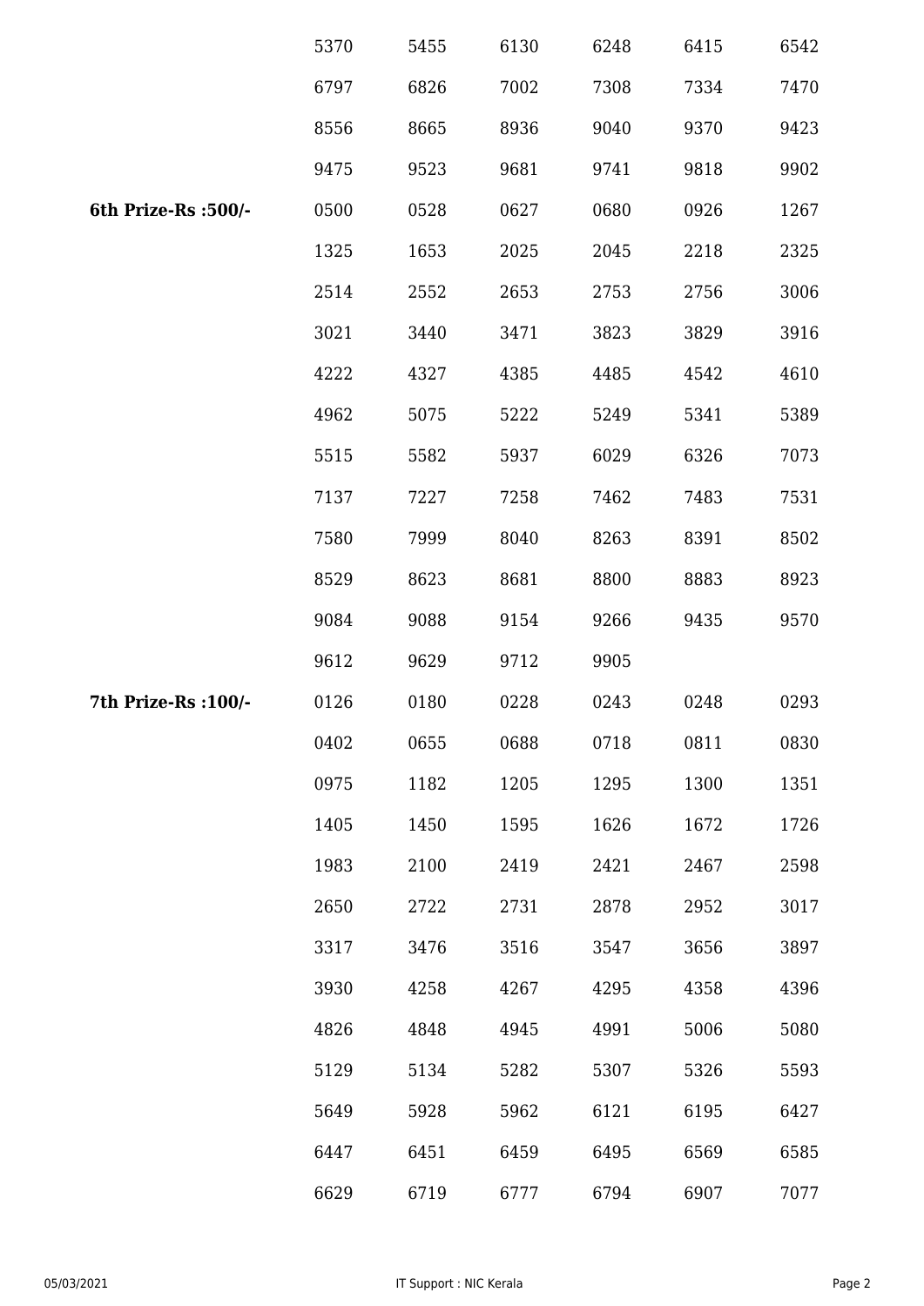| | | | | | | |
|---|---|---|---|---|---|---|
| | 5370 | 5455 | 6130 | 6248 | 6415 | 6542 |
| | 6797 | 6826 | 7002 | 7308 | 7334 | 7470 |
| | 8556 | 8665 | 8936 | 9040 | 9370 | 9423 |
| | 9475 | 9523 | 9681 | 9741 | 9818 | 9902 |
| **6th Prize-Rs :500/-** | 0500 | 0528 | 0627 | 0680 | 0926 | 1267 |
| | 1325 | 1653 | 2025 | 2045 | 2218 | 2325 |
| | 2514 | 2552 | 2653 | 2753 | 2756 | 3006 |
| | 3021 | 3440 | 3471 | 3823 | 3829 | 3916 |
| | 4222 | 4327 | 4385 | 4485 | 4542 | 4610 |
| | 4962 | 5075 | 5222 | 5249 | 5341 | 5389 |
| | 5515 | 5582 | 5937 | 6029 | 6326 | 7073 |
| | 7137 | 7227 | 7258 | 7462 | 7483 | 7531 |
| | 7580 | 7999 | 8040 | 8263 | 8391 | 8502 |
| | 8529 | 8623 | 8681 | 8800 | 8883 | 8923 |
| | 9084 | 9088 | 9154 | 9266 | 9435 | 9570 |
| | 9612 | 9629 | 9712 | 9905 | | |
| **7th Prize-Rs :100/-** | 0126 | 0180 | 0228 | 0243 | 0248 | 0293 |
| | 0402 | 0655 | 0688 | 0718 | 0811 | 0830 |
| | 0975 | 1182 | 1205 | 1295 | 1300 | 1351 |
| | 1405 | 1450 | 1595 | 1626 | 1672 | 1726 |
| | 1983 | 2100 | 2419 | 2421 | 2467 | 2598 |
| | 2650 | 2722 | 2731 | 2878 | 2952 | 3017 |
| | 3317 | 3476 | 3516 | 3547 | 3656 | 3897 |
| | 3930 | 4258 | 4267 | 4295 | 4358 | 4396 |
| | 4826 | 4848 | 4945 | 4991 | 5006 | 5080 |
| | 5129 | 5134 | 5282 | 5307 | 5326 | 5593 |
| | 5649 | 5928 | 5962 | 6121 | 6195 | 6427 |
| | 6447 | 6451 | 6459 | 6495 | 6569 | 6585 |
| | 6629 | 6719 | 6777 | 6794 | 6907 | 7077 |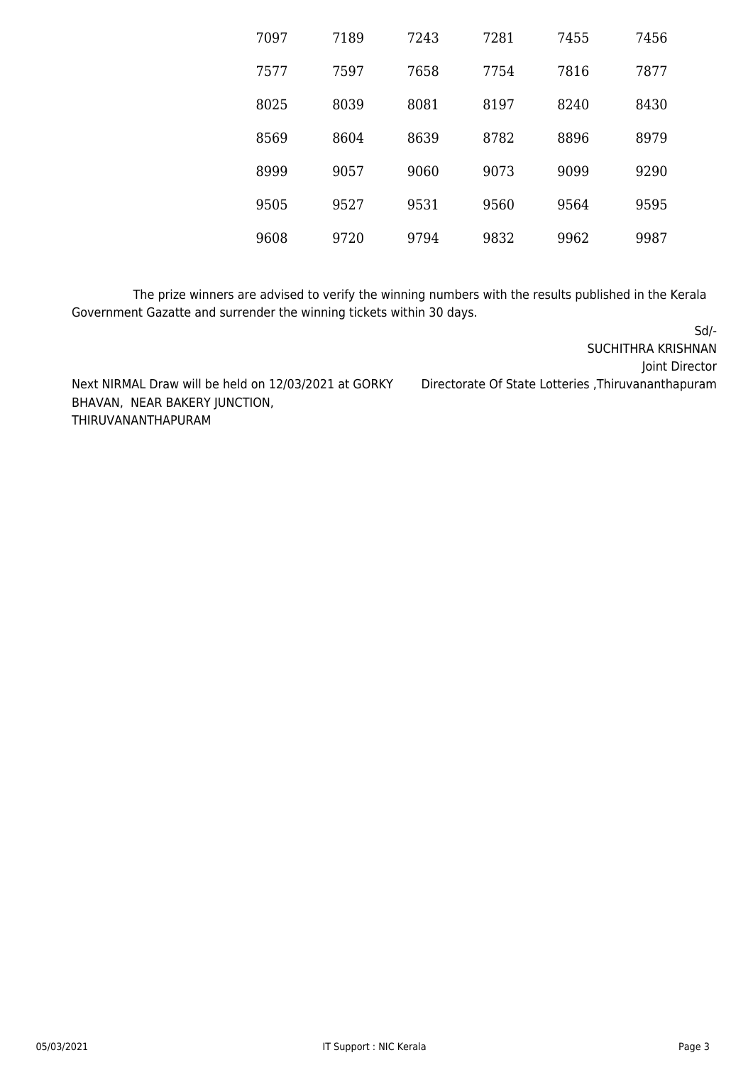| | | | | | |
|---|---|---|---|---|---|
| 7097 | 7189 | 7243 | 7281 | 7455 | 7456 |
| 7577 | 7597 | 7658 | 7754 | 7816 | 7877 |
| 8025 | 8039 | 8081 | 8197 | 8240 | 8430 |
| 8569 | 8604 | 8639 | 8782 | 8896 | 8979 |
| 8999 | 9057 | 9060 | 9073 | 9099 | 9290 |
| 9505 | 9527 | 9531 | 9560 | 9564 | 9595 |
| 9608 | 9720 | 9794 | 9832 | 9962 | 9987 |

The prize winners are advised to verify the winning numbers with the results published in the Kerala Government Gazatte and surrender the winning tickets within 30 days.

Sd/-
SUCHITHRA KRISHNAN
Joint Director
Directorate Of State Lotteries ,Thiruvananthapuram

Next NIRMAL Draw will be held on 12/03/2021 at GORKY BHAVAN, NEAR BAKERY JUNCTION, THIRUVANANTHAPURAM

05/03/2021

IT Support : NIC Kerala